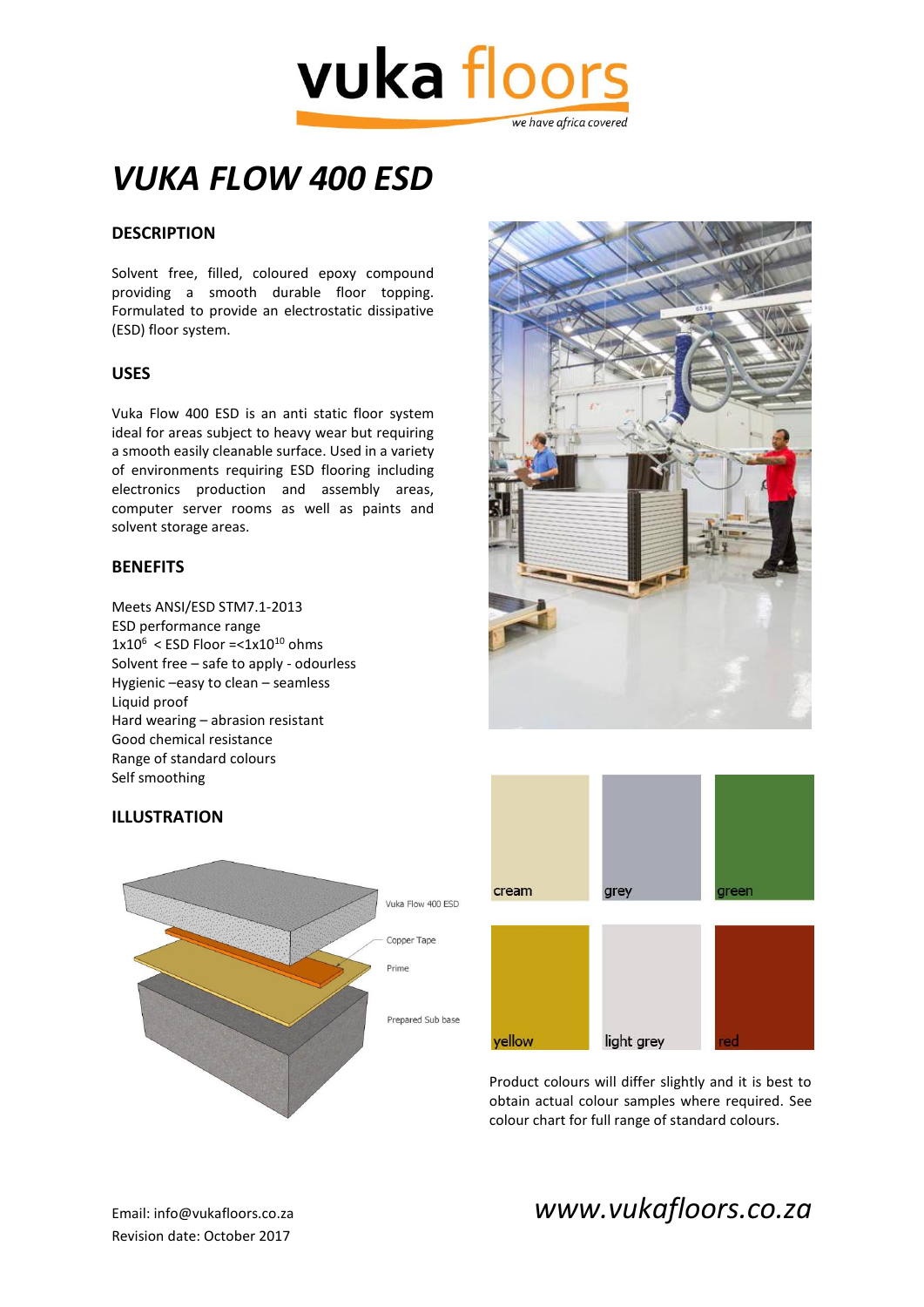# vuka floors

*we have africa covered*

# *VUKA FLOW 400 ESD*

## DESCRIPTION

Solvent free, filled, coloured epoxy compound providing a smooth durable floor topping. Formulated to provide an electrostatic dissipative (ESD) floor system.

## USES

Vuka Flow 400 ESD is an anti static floor system ideal for areas subject to heavy wear but requiring a smooth easily cleanable surface. Used in a variety of environments requiring ESD flooring including electronics production and assembly areas, computer server rooms as well as paints and solvent storage areas.

## BENEFITS

Meets ANSI/ESD STM7.1-2013
ESD performance range
$1x10^6$ < ESD Floor =<$1x10^{10}$ ohms
Solvent free – safe to apply - odourless
Hygienic –easy to clean – seamless
Liquid proof
Hard wearing – abrasion resistant
Good chemical resistance
Range of standard colours
Self smoothing

## ILLUSTRATION

Vuka Flow 400 ESD
Copper Tape
Prime
Prepared Sub base

cream | grey | green
yellow | light grey | red

Product colours will differ slightly and it is best to obtain actual colour samples where required. See colour chart for full range of standard colours.

Email: info@vukafloors.co.za
Revision date: October 2017

*www.vukafloors.co.za*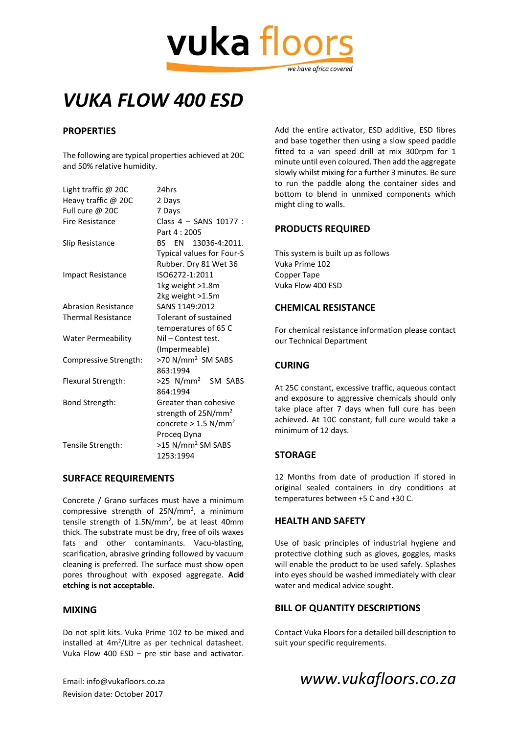# VUKA FLOW 400 ESD

## PROPERTIES

The following are typical properties achieved at 20C and 50% relative humidity.

| Property | Value |
|---|---|
| Light traffic @ 20C | 24hrs |
| Heavy traffic @ 20C | 2 Days |
| Full cure @ 20C | 7 Days |
| Fire Resistance | Class 4 – SANS 10177 : Part 4 : 2005 |
| Slip Resistance | BS EN 13036-4:2011. Typical values for Four-S Rubber. Dry 81 Wet 36 |
| Impact Resistance | ISO6272-1:2011 1kg weight >1.8m 2kg weight >1.5m |
| Abrasion Resistance | SANS 1149:2012 |
| Thermal Resistance | Tolerant of sustained temperatures of 65 C |
| Water Permeability | Nil – Contest test. (Impermeable) |
| Compressive Strength: | >70 N/mm$^2$ SM SABS 863:1994 |
| Flexural Strength: | >25 N/mm$^2$ SM SABS 864:1994 |
| Bond Strength: | Greater than cohesive strength of 25N/mm$^2$ concrete > 1.5 N/mm$^2$ Proceq Dyna |
| Tensile Strength: | >15 N/mm$^2$ SM SABS 1253:1994 |

## SURFACE REQUIREMENTS

Concrete / Grano surfaces must have a minimum compressive strength of 25N/mm$^2$, a minimum tensile strength of 1.5N/mm$^2$, be at least 40mm thick. The substrate must be dry, free of oils waxes fats and other contaminants. Vacu-blasting, scarification, abrasive grinding followed by vacuum cleaning is preferred. The surface must show open pores throughout with exposed aggregate. **Acid etching is not acceptable.**

## MIXING

Do not split kits. Vuka Prime 102 to be mixed and installed at 4m$^2$/Litre as per technical datasheet. Vuka Flow 400 ESD – pre stir base and activator. Add the entire activator, ESD additive, ESD fibres and base together then using a slow speed paddle fitted to a vari speed drill at mix 300rpm for 1 minute until even coloured. Then add the aggregate slowly whilst mixing for a further 3 minutes. Be sure to run the paddle along the container sides and bottom to blend in unmixed components which might cling to walls.

## PRODUCTS REQUIRED

This system is built up as follows
Vuka Prime 102
Copper Tape
Vuka Flow 400 ESD

## CHEMICAL RESISTANCE

For chemical resistance information please contact our Technical Department

## CURING

At 25C constant, excessive traffic, aqueous contact and exposure to aggressive chemicals should only take place after 7 days when full cure has been achieved. At 10C constant, full cure would take a minimum of 12 days.

## STORAGE

12 Months from date of production if stored in original sealed containers in dry conditions at temperatures between +5 C and +30 C.

## HEALTH AND SAFETY

Use of basic principles of industrial hygiene and protective clothing such as gloves, goggles, masks will enable the product to be used safely. Splashes into eyes should be washed immediately with clear water and medical advice sought.

## BILL OF QUANTITY DESCRIPTIONS

Contact Vuka Floors for a detailed bill description to suit your specific requirements.

Email: info@vukafloors.co.za
Revision date: October 2017

*www.vukafloors.co.za*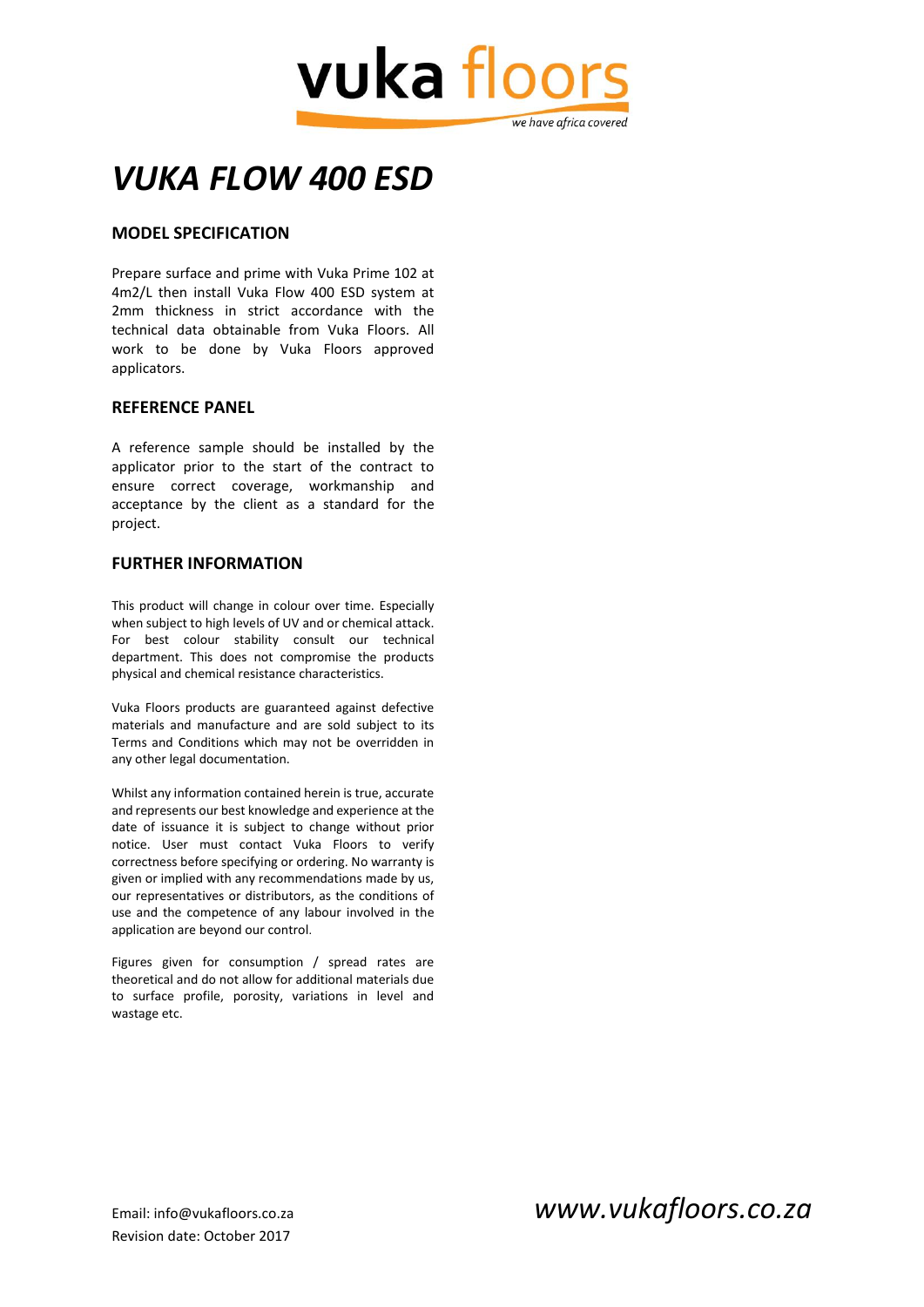# VUKA FLOW 400 ESD

## MODEL SPECIFICATION

Prepare surface and prime with Vuka Prime 102 at 4m2/L then install Vuka Flow 400 ESD system at 2mm thickness in strict accordance with the technical data obtainable from Vuka Floors. All work to be done by Vuka Floors approved applicators.

## REFERENCE PANEL

A reference sample should be installed by the applicator prior to the start of the contract to ensure correct coverage, workmanship and acceptance by the client as a standard for the project.

## FURTHER INFORMATION

This product will change in colour over time. Especially when subject to high levels of UV and or chemical attack. For best colour stability consult our technical department. This does not compromise the products physical and chemical resistance characteristics.

Vuka Floors products are guaranteed against defective materials and manufacture and are sold subject to its Terms and Conditions which may not be overridden in any other legal documentation.

Whilst any information contained herein is true, accurate and represents our best knowledge and experience at the date of issuance it is subject to change without prior notice. User must contact Vuka Floors to verify correctness before specifying or ordering. No warranty is given or implied with any recommendations made by us, our representatives or distributors, as the conditions of use and the competence of any labour involved in the application are beyond our control.

Figures given for consumption / spread rates are theoretical and do not allow for additional materials due to surface profile, porosity, variations in level and wastage etc.

Email: info@vukafloors.co.za
Revision date: October 2017

*www.vukafloors.co.za*